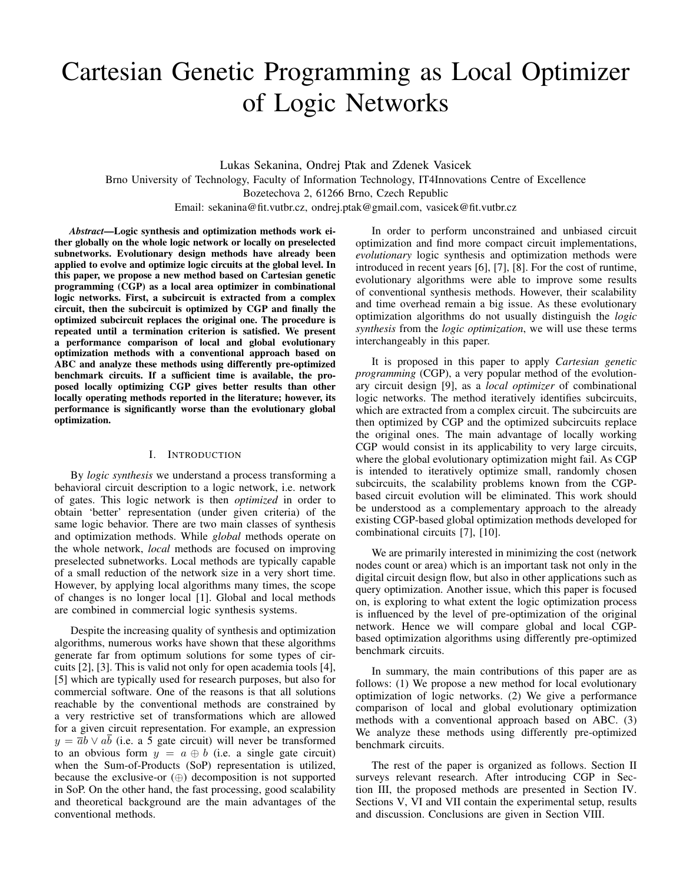# Cartesian Genetic Programming as Local Optimizer of Logic Networks

Lukas Sekanina, Ondrej Ptak and Zdenek Vasicek
Brno University of Technology, Faculty of Information Technology, IT4Innovations Centre of Excellence
Bozetechova 2, 61266 Brno, Czech Republic
Email: sekanina@fit.vutbr.cz, ondrej.ptak@gmail.com, vasicek@fit.vutbr.cz

***Abstract*—Logic synthesis and optimization methods work either globally on the whole logic network or locally on preselected subnetworks. Evolutionary design methods have already been applied to evolve and optimize logic circuits at the global level. In this paper, we propose a new method based on Cartesian genetic programming (CGP) as a local area optimizer in combinational logic networks. First, a subcircuit is extracted from a complex circuit, then the subcircuit is optimized by CGP and finally the optimized subcircuit replaces the original one. The procedure is repeated until a termination criterion is satisfied. We present a performance comparison of local and global evolutionary optimization methods with a conventional approach based on ABC and analyze these methods using differently pre-optimized benchmark circuits. If a sufficient time is available, the proposed locally optimizing CGP gives better results than other locally operating methods reported in the literature; however, its performance is significantly worse than the evolutionary global optimization.**

## I. Introduction

By *logic synthesis* we understand a process transforming a behavioral circuit description to a logic network, i.e. network of gates. This logic network is then *optimized* in order to obtain 'better' representation (under given criteria) of the same logic behavior. There are two main classes of synthesis and optimization methods. While *global* methods operate on the whole network, *local* methods are focused on improving preselected subnetworks. Local methods are typically capable of a small reduction of the network size in a very short time. However, by applying local algorithms many times, the scope of changes is no longer local [1]. Global and local methods are combined in commercial logic synthesis systems.

Despite the increasing quality of synthesis and optimization algorithms, numerous works have shown that these algorithms generate far from optimum solutions for some types of circuits [2], [3]. This is valid not only for open academia tools [4], [5] which are typically used for research purposes, but also for commercial software. One of the reasons is that all solutions reachable by the conventional methods are constrained by a very restrictive set of transformations which are allowed for a given circuit representation. For example, an expression $y = \overline{a}b \vee a\overline{b}$ (i.e. a 5 gate circuit) will never be transformed to an obvious form $y = a \oplus b$ (i.e. a single gate circuit) when the Sum-of-Products (SoP) representation is utilized, because the exclusive-or ($\oplus$) decomposition is not supported in SoP. On the other hand, the fast processing, good scalability and theoretical background are the main advantages of the conventional methods.

In order to perform unconstrained and unbiased circuit optimization and find more compact circuit implementations, *evolutionary* logic synthesis and optimization methods were introduced in recent years [6], [7], [8]. For the cost of runtime, evolutionary algorithms were able to improve some results of conventional synthesis methods. However, their scalability and time overhead remain a big issue. As these evolutionary optimization algorithms do not usually distinguish the *logic synthesis* from the *logic optimization*, we will use these terms interchangeably in this paper.

It is proposed in this paper to apply *Cartesian genetic programming* (CGP), a very popular method of the evolutionary circuit design [9], as a *local optimizer* of combinational logic networks. The method iteratively identifies subcircuits, which are extracted from a complex circuit. The subcircuits are then optimized by CGP and the optimized subcircuits replace the original ones. The main advantage of locally working CGP would consist in its applicability to very large circuits, where the global evolutionary optimization might fail. As CGP is intended to iteratively optimize small, randomly chosen subcircuits, the scalability problems known from the CGP-based circuit evolution will be eliminated. This work should be understood as a complementary approach to the already existing CGP-based global optimization methods developed for combinational circuits [7], [10].

We are primarily interested in minimizing the cost (network nodes count or area) which is an important task not only in the digital circuit design flow, but also in other applications such as query optimization. Another issue, which this paper is focused on, is exploring to what extent the logic optimization process is influenced by the level of pre-optimization of the original network. Hence we will compare global and local CGP-based optimization algorithms using differently pre-optimized benchmark circuits.

In summary, the main contributions of this paper are as follows: (1) We propose a new method for local evolutionary optimization of logic networks. (2) We give a performance comparison of local and global evolutionary optimization methods with a conventional approach based on ABC. (3) We analyze these methods using differently pre-optimized benchmark circuits.

The rest of the paper is organized as follows. Section II surveys relevant research. After introducing CGP in Section III, the proposed methods are presented in Section IV. Sections V, VI and VII contain the experimental setup, results and discussion. Conclusions are given in Section VIII.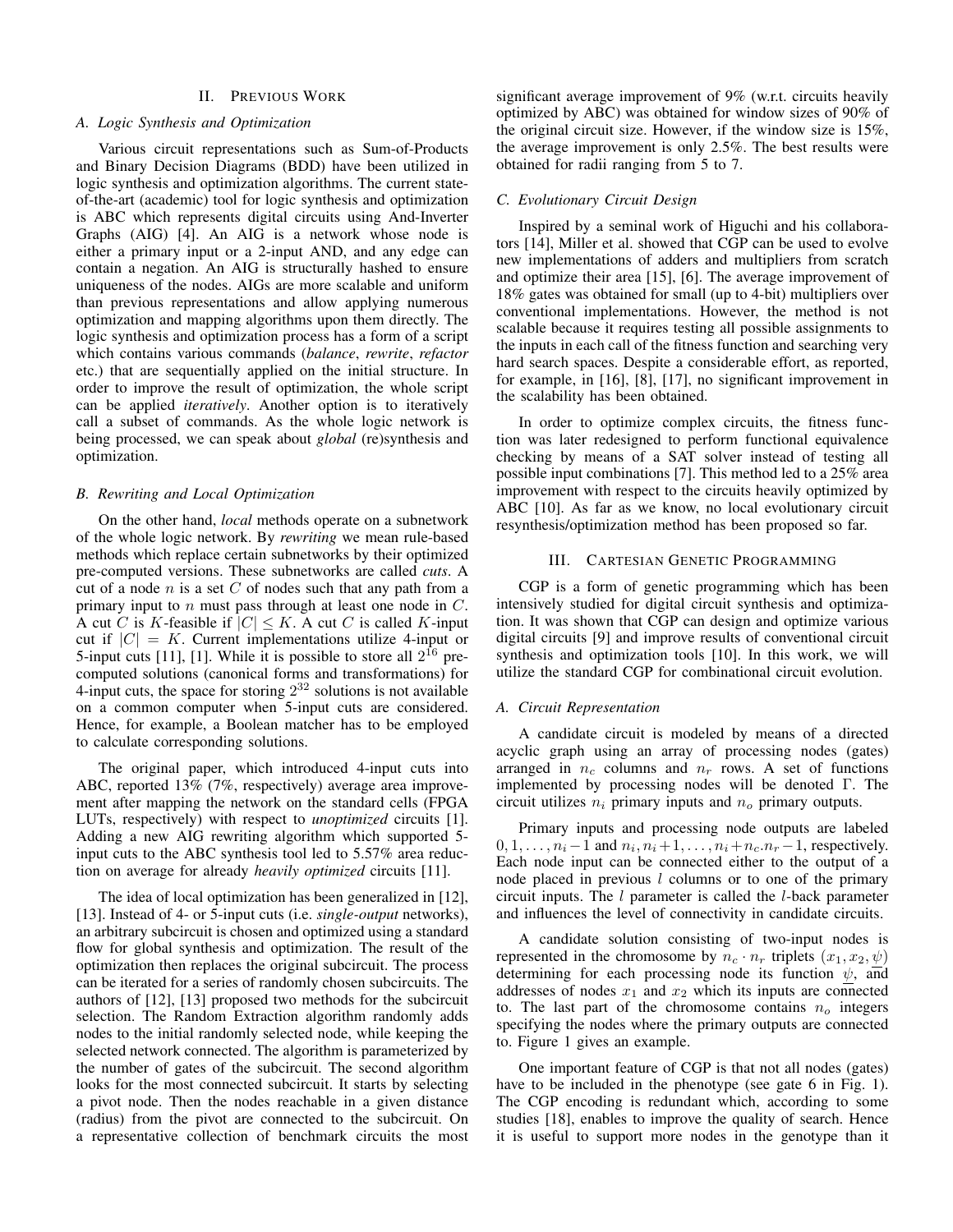## II. Previous Work

### A. Logic Synthesis and Optimization

Various circuit representations such as Sum-of-Products and Binary Decision Diagrams (BDD) have been utilized in logic synthesis and optimization algorithms. The current state-of-the-art (academic) tool for logic synthesis and optimization is ABC which represents digital circuits using And-Inverter Graphs (AIG) [4]. An AIG is a network whose node is either a primary input or a 2-input AND, and any edge can contain a negation. An AIG is structurally hashed to ensure uniqueness of the nodes. AIGs are more scalable and uniform than previous representations and allow applying numerous optimization and mapping algorithms upon them directly. The logic synthesis and optimization process has a form of a script which contains various commands (*balance*, *rewrite*, *refactor* etc.) that are sequentially applied on the initial structure. In order to improve the result of optimization, the whole script can be applied *iteratively*. Another option is to iteratively call a subset of commands. As the whole logic network is being processed, we can speak about *global* (re)synthesis and optimization.

### B. Rewriting and Local Optimization

On the other hand, *local* methods operate on a subnetwork of the whole logic network. By *rewriting* we mean rule-based methods which replace certain subnetworks by their optimized pre-computed versions. These subnetworks are called *cuts*. A cut of a node $n$ is a set $C$ of nodes such that any path from a primary input to $n$ must pass through at least one node in $C$. A cut $C$ is $K$-feasible if $|C| \leq K$. A cut $C$ is called $K$-input cut if $|C| = K$. Current implementations utilize 4-input or 5-input cuts [11], [1]. While it is possible to store all $2^{16}$ pre-computed solutions (canonical forms and transformations) for 4-input cuts, the space for storing $2^{32}$ solutions is not available on a common computer when 5-input cuts are considered. Hence, for example, a Boolean matcher has to be employed to calculate corresponding solutions.

The original paper, which introduced 4-input cuts into ABC, reported 13% (7%, respectively) average area improvement after mapping the network on the standard cells (FPGA LUTs, respectively) with respect to *unoptimized* circuits [1]. Adding a new AIG rewriting algorithm which supported 5-input cuts to the ABC synthesis tool led to 5.57% area reduction on average for already *heavily optimized* circuits [11].

The idea of local optimization has been generalized in [12], [13]. Instead of 4- or 5-input cuts (i.e. *single-output* networks), an arbitrary subcircuit is chosen and optimized using a standard flow for global synthesis and optimization. The result of the optimization then replaces the original subcircuit. The process can be iterated for a series of randomly chosen subcircuits. The authors of [12], [13] proposed two methods for the subcircuit selection. The Random Extraction algorithm randomly adds nodes to the initial randomly selected node, while keeping the selected network connected. The algorithm is parameterized by the number of gates of the subcircuit. The second algorithm looks for the most connected subcircuit. It starts by selecting a pivot node. Then the nodes reachable in a given distance (radius) from the pivot are connected to the subcircuit. On a representative collection of benchmark circuits the most significant average improvement of 9% (w.r.t. circuits heavily optimized by ABC) was obtained for window sizes of 90% of the original circuit size. However, if the window size is 15%, the average improvement is only 2.5%. The best results were obtained for radii ranging from 5 to 7.

### C. Evolutionary Circuit Design

Inspired by a seminal work of Higuchi and his collaborators [14], Miller et al. showed that CGP can be used to evolve new implementations of adders and multipliers from scratch and optimize their area [15], [6]. The average improvement of 18% gates was obtained for small (up to 4-bit) multipliers over conventional implementations. However, the method is not scalable because it requires testing all possible assignments to the inputs in each call of the fitness function and searching very hard search spaces. Despite a considerable effort, as reported, for example, in [16], [8], [17], no significant improvement in the scalability has been obtained.

In order to optimize complex circuits, the fitness function was later redesigned to perform functional equivalence checking by means of a SAT solver instead of testing all possible input combinations [7]. This method led to a 25% area improvement with respect to the circuits heavily optimized by ABC [10]. As far as we know, no local evolutionary circuit resynthesis/optimization method has been proposed so far.

## III. Cartesian Genetic Programming

CGP is a form of genetic programming which has been intensively studied for digital circuit synthesis and optimization. It was shown that CGP can design and optimize various digital circuits [9] and improve results of conventional circuit synthesis and optimization tools [10]. In this work, we will utilize the standard CGP for combinational circuit evolution.

### A. Circuit Representation

A candidate circuit is modeled by means of a directed acyclic graph using an array of processing nodes (gates) arranged in $n_c$ columns and $n_r$ rows. A set of functions implemented by processing nodes will be denoted $\Gamma$. The circuit utilizes $n_i$ primary inputs and $n_o$ primary outputs.

Primary inputs and processing node outputs are labeled $0, 1, \ldots, n_i - 1$ and $n_i, n_i + 1, \ldots, n_i + n_c.n_r - 1$, respectively. Each node input can be connected either to the output of a node placed in previous $l$ columns or to one of the primary circuit inputs. The $l$ parameter is called the $l$-back parameter and influences the level of connectivity in candidate circuits.

A candidate solution consisting of two-input nodes is represented in the chromosome by $n_c \cdot n_r$ triplets $(x_1, x_2, \psi)$ determining for each processing node its function $\psi$, and addresses of nodes $x_1$ and $x_2$ which its inputs are connected to. The last part of the chromosome contains $n_o$ integers specifying the nodes where the primary outputs are connected to. Figure 1 gives an example.

One important feature of CGP is that not all nodes (gates) have to be included in the phenotype (see gate 6 in Fig. 1). The CGP encoding is redundant which, according to some studies [18], enables to improve the quality of search. Hence it is useful to support more nodes in the genotype than it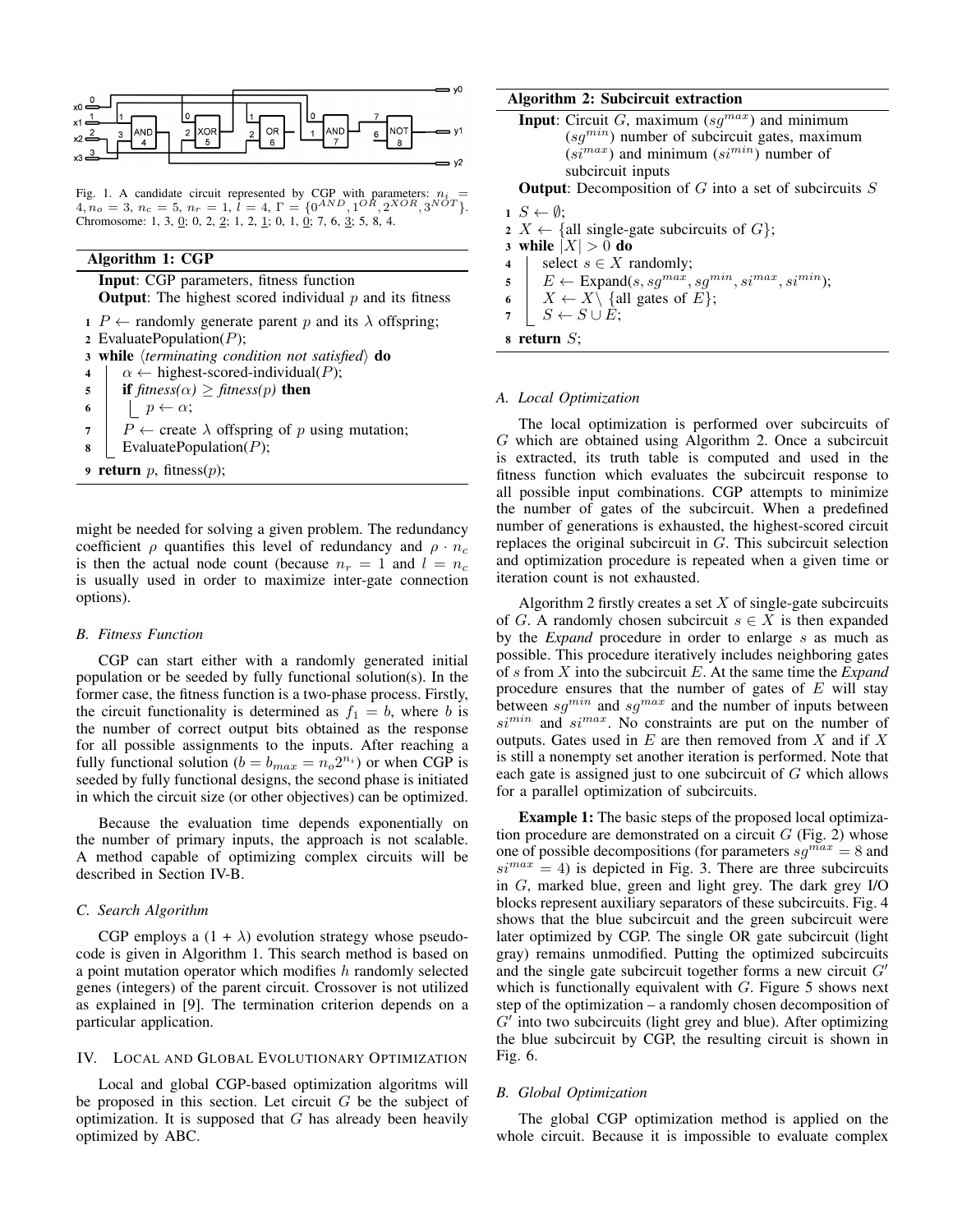Fig. 1. A candidate circuit represented by CGP with parameters: $n_i = 4, n_o = 3, n_c = 5, n_r = 1, l = 4, \Gamma = \{0^{AND}, 1^{OR}, 2^{XOR}, 3^{NOT}\}$. Chromosome: 1, 3, $\underline{0}$; 0, 2, $\underline{2}$; 1, 2, $\underline{1}$; 0, 1, $\underline{0}$; 7, 6, $\underline{3}$; 5, 8, 4.

**Algorithm 1: CGP**

**Input**: CGP parameters, fitness function
**Output**: The highest scored individual $p$ and its fitness

```
1 P ← randomly generate parent p and its λ offspring;
2 EvaluatePopulation(P);
3 while ⟨terminating condition not satisfied⟩ do
4     α ← highest-scored-individual(P);
5     if fitness(α) ≥ fitness(p) then
6         p ← α;
7     P ← create λ offspring of p using mutation;
8     EvaluatePopulation(P);
9 return p, fitness(p);
```

might be needed for solving a given problem. The redundancy coefficient $\rho$ quantifies this level of redundancy and $\rho \cdot n_c$ is then the actual node count (because $n_r = 1$ and $l = n_c$ is usually used in order to maximize inter-gate connection options).

### B. Fitness Function

CGP can start either with a randomly generated initial population or be seeded by fully functional solution(s). In the former case, the fitness function is a two-phase process. Firstly, the circuit functionality is determined as $f_1 = b$, where $b$ is the number of correct output bits obtained as the response for all possible assignments to the inputs. After reaching a fully functional solution ($b = b_{max} = n_o 2^{n_i}$) or when CGP is seeded by fully functional designs, the second phase is initiated in which the circuit size (or other objectives) can be optimized.

Because the evaluation time depends exponentially on the number of primary inputs, the approach is not scalable. A method capable of optimizing complex circuits will be described in Section IV-B.

### C. Search Algorithm

CGP employs a (1 + $\lambda$) evolution strategy whose pseudocode is given in Algorithm 1. This search method is based on a point mutation operator which modifies $h$ randomly selected genes (integers) of the parent circuit. Crossover is not utilized as explained in [9]. The termination criterion depends on a particular application.

## IV. Local and Global Evolutionary Optimization

Local and global CGP-based optimization algoritms will be proposed in this section. Let circuit $G$ be the subject of optimization. It is supposed that $G$ has already been heavily optimized by ABC.

**Algorithm 2: Subcircuit extraction**

**Input**: Circuit $G$, maximum ($sg^{max}$) and minimum ($sg^{min}$) number of subcircuit gates, maximum ($si^{max}$) and minimum ($si^{min}$) number of subcircuit inputs
**Output**: Decomposition of $G$ into a set of subcircuits $S$

```
1 S ← ∅;
2 X ← {all single-gate subcircuits of G};
3 while |X| > 0 do
4     select s ∈ X randomly;
5     E ← Expand(s, sg^max, sg^min, si^max, si^min);
6     X ← X \ {all gates of E};
7     S ← S ∪ E;
8 return S;
```

### A. Local Optimization

The local optimization is performed over subcircuits of $G$ which are obtained using Algorithm 2. Once a subcircuit is extracted, its truth table is computed and used in the fitness function which evaluates the subcircuit response to all possible input combinations. CGP attempts to minimize the number of gates of the subcircuit. When a predefined number of generations is exhausted, the highest-scored circuit replaces the original subcircuit in $G$. This subcircuit selection and optimization procedure is repeated when a given time or iteration count is not exhausted.

Algorithm 2 firstly creates a set $X$ of single-gate subcircuits of $G$. A randomly chosen subcircuit $s \in X$ is then expanded by the *Expand* procedure in order to enlarge $s$ as much as possible. This procedure iteratively includes neighboring gates of $s$ from $X$ into the subcircuit $E$. At the same time the *Expand* procedure ensures that the number of gates of $E$ will stay between $sg^{min}$ and $sg^{max}$ and the number of inputs between $si^{min}$ and $si^{max}$. No constraints are put on the number of outputs. Gates used in $E$ are then removed from $X$ and if $X$ is still a nonempty set another iteration is performed. Note that each gate is assigned just to one subcircuit of $G$ which allows for a parallel optimization of subcircuits.

**Example 1:** The basic steps of the proposed local optimization procedure are demonstrated on a circuit $G$ (Fig. 2) whose one of possible decompositions (for parameters $sg^{max} = 8$ and $si^{max} = 4$) is depicted in Fig. 3. There are three subcircuits in $G$, marked blue, green and light grey. The dark grey I/O blocks represent auxiliary separators of these subcircuits. Fig. 4 shows that the blue subcircuit and the green subcircuit were later optimized by CGP. The single OR gate subcircuit (light gray) remains unmodified. Putting the optimized subcircuits and the single gate subcircuit together forms a new circuit $G'$ which is functionally equivalent with $G$. Figure 5 shows next step of the optimization – a randomly chosen decomposition of $G'$ into two subcircuits (light grey and blue). After optimizing the blue subcircuit by CGP, the resulting circuit is shown in Fig. 6.

### B. Global Optimization

The global CGP optimization method is applied on the whole circuit. Because it is impossible to evaluate complex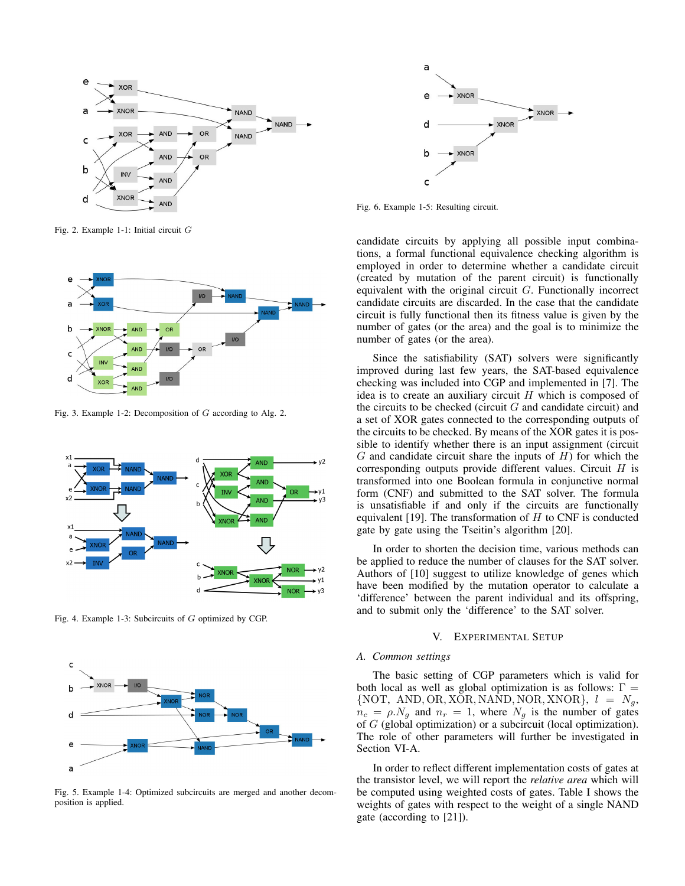Fig. 2. Example 1-1: Initial circuit $G$

Fig. 3. Example 1-2: Decomposition of $G$ according to Alg. 2.

Fig. 4. Example 1-3: Subcircuits of $G$ optimized by CGP.

Fig. 5. Example 1-4: Optimized subcircuits are merged and another decomposition is applied.

Fig. 6. Example 1-5: Resulting circuit.

candidate circuits by applying all possible input combinations, a formal functional equivalence checking algorithm is employed in order to determine whether a candidate circuit (created by mutation of the parent circuit) is functionally equivalent with the original circuit $G$. Functionally incorrect candidate circuits are discarded. In the case that the candidate circuit is fully functional then its fitness value is given by the number of gates (or the area) and the goal is to minimize the number of gates (or the area).

Since the satisfiability (SAT) solvers were significantly improved during last few years, the SAT-based equivalence checking was included into CGP and implemented in [7]. The idea is to create an auxiliary circuit $H$ which is composed of the circuits to be checked (circuit $G$ and candidate circuit) and a set of XOR gates connected to the corresponding outputs of the circuits to be checked. By means of the XOR gates it is possible to identify whether there is an input assignment (circuit $G$ and candidate circuit share the inputs of $H$) for which the corresponding outputs provide different values. Circuit $H$ is transformed into one Boolean formula in conjunctive normal form (CNF) and submitted to the SAT solver. The formula is unsatisfiable if and only if the circuits are functionally equivalent [19]. The transformation of $H$ to CNF is conducted gate by gate using the Tseitin's algorithm [20].

In order to shorten the decision time, various methods can be applied to reduce the number of clauses for the SAT solver. Authors of [10] suggest to utilize knowledge of genes which have been modified by the mutation operator to calculate a 'difference' between the parent individual and its offspring, and to submit only the 'difference' to the SAT solver.

## V. Experimental Setup

### A. Common settings

The basic setting of CGP parameters which is valid for both local as well as global optimization is as follows: $\Gamma = \{\text{NOT}, \text{AND}, \text{OR}, \text{XOR}, \text{NAND}, \text{NOR}, \text{XNOR}\}$, $l = N_g$, $n_c = \rho.N_g$ and $n_r = 1$, where $N_g$ is the number of gates of $G$ (global optimization) or a subcircuit (local optimization). The role of other parameters will further be investigated in Section VI-A.

In order to reflect different implementation costs of gates at the transistor level, we will report the *relative area* which will be computed using weighted costs of gates. Table I shows the weights of gates with respect to the weight of a single NAND gate (according to [21]).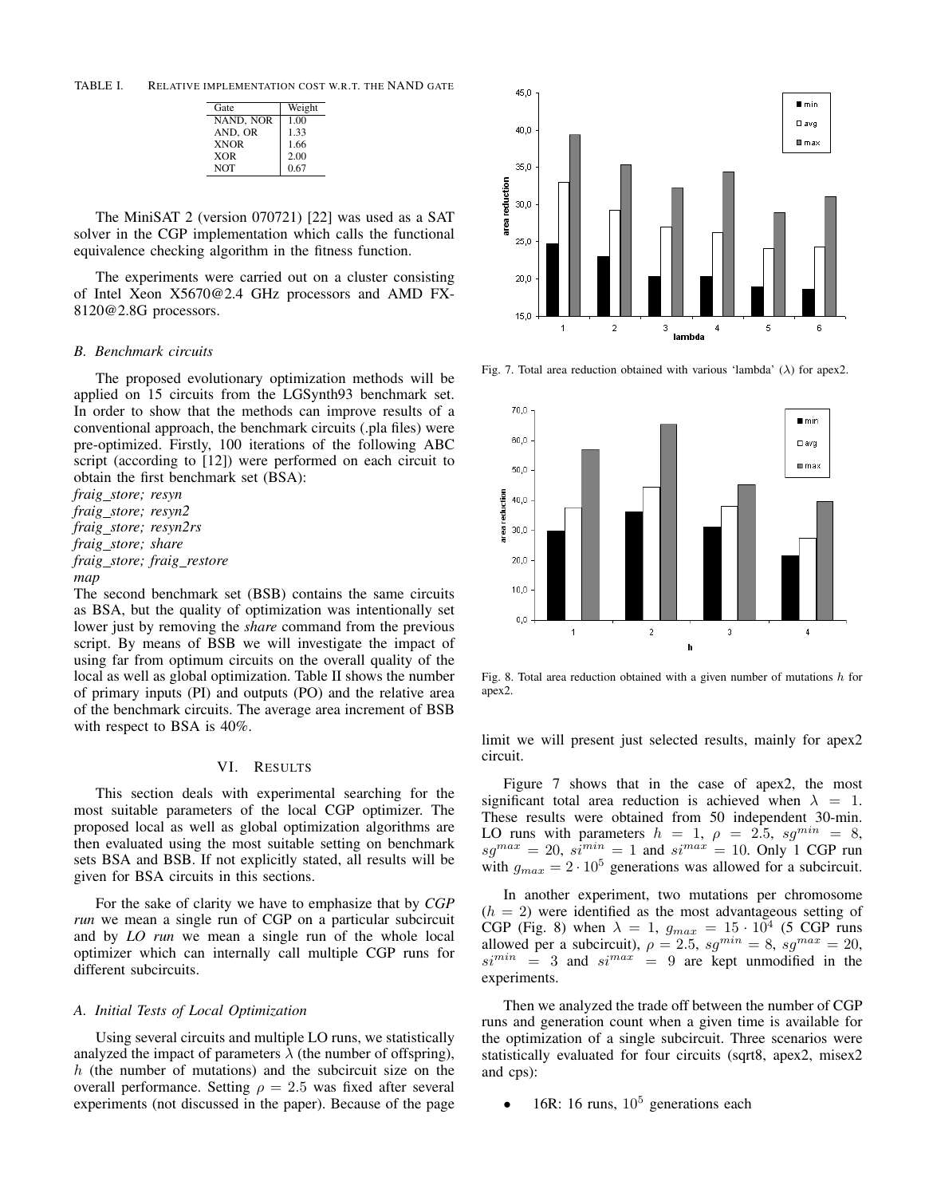TABLE I. RELATIVE IMPLEMENTATION COST W.R.T. THE NAND GATE

| Gate | Weight |
|---|---|
| NAND, NOR | 1.00 |
| AND, OR | 1.33 |
| XNOR | 1.66 |
| XOR | 2.00 |
| NOT | 0.67 |

The MiniSAT 2 (version 070721) [22] was used as a SAT solver in the CGP implementation which calls the functional equivalence checking algorithm in the fitness function.

The experiments were carried out on a cluster consisting of Intel Xeon X5670@2.4 GHz processors and AMD FX-8120@2.8G processors.

### B. Benchmark circuits

The proposed evolutionary optimization methods will be applied on 15 circuits from the LGSynth93 benchmark set. In order to show that the methods can improve results of a conventional approach, the benchmark circuits (.pla files) were pre-optimized. Firstly, 100 iterations of the following ABC script (according to [12]) were performed on each circuit to obtain the first benchmark set (BSA):

*fraig_store; resyn*
*fraig_store; resyn2*
*fraig_store; resyn2rs*
*fraig_store; share*
*fraig_store; fraig_restore*
*map*

The second benchmark set (BSB) contains the same circuits as BSA, but the quality of optimization was intentionally set lower just by removing the *share* command from the previous script. By means of BSB we will investigate the impact of using far from optimum circuits on the overall quality of the local as well as global optimization. Table II shows the number of primary inputs (PI) and outputs (PO) and the relative area of the benchmark circuits. The average area increment of BSB with respect to BSA is 40%.

## VI. RESULTS

This section deals with experimental searching for the most suitable parameters of the local CGP optimizer. The proposed local as well as global optimization algorithms are then evaluated using the most suitable setting on benchmark sets BSA and BSB. If not explicitly stated, all results will be given for BSA circuits in this sections.

For the sake of clarity we have to emphasize that by *CGP run* we mean a single run of CGP on a particular subcircuit and by *LO run* we mean a single run of the whole local optimizer which can internally call multiple CGP runs for different subcircuits.

### A. Initial Tests of Local Optimization

Using several circuits and multiple LO runs, we statistically analyzed the impact of parameters $\lambda$ (the number of offspring), $h$ (the number of mutations) and the subcircuit size on the overall performance. Setting $\rho = 2.5$ was fixed after several experiments (not discussed in the paper). Because of the page limit we will present just selected results, mainly for apex2 circuit.

Fig. 7. Total area reduction obtained with various 'lambda' ($\lambda$) for apex2.

Fig. 8. Total area reduction obtained with a given number of mutations $h$ for apex2.

Figure 7 shows that in the case of apex2, the most significant total area reduction is achieved when $\lambda = 1$. These results were obtained from 50 independent 30-min. LO runs with parameters $h = 1$, $\rho = 2.5$, $sg^{min} = 8$, $sg^{max} = 20$, $si^{min} = 1$ and $si^{max} = 10$. Only 1 CGP run with $g_{max} = 2 \cdot 10^5$ generations was allowed for a subcircuit.

In another experiment, two mutations per chromosome ($h = 2$) were identified as the most advantageous setting of CGP (Fig. 8) when $\lambda = 1$, $g_{max} = 15 \cdot 10^4$ (5 CGP runs allowed per a subcircuit), $\rho = 2.5$, $sg^{min} = 8$, $sg^{max} = 20$, $si^{min} = 3$ and $si^{max} = 9$ are kept unmodified in the experiments.

Then we analyzed the trade off between the number of CGP runs and generation count when a given time is available for the optimization of a single subcircuit. Three scenarios were statistically evaluated for four circuits (sqrt8, apex2, misex2 and cps):

- 16R: 16 runs, $10^5$ generations each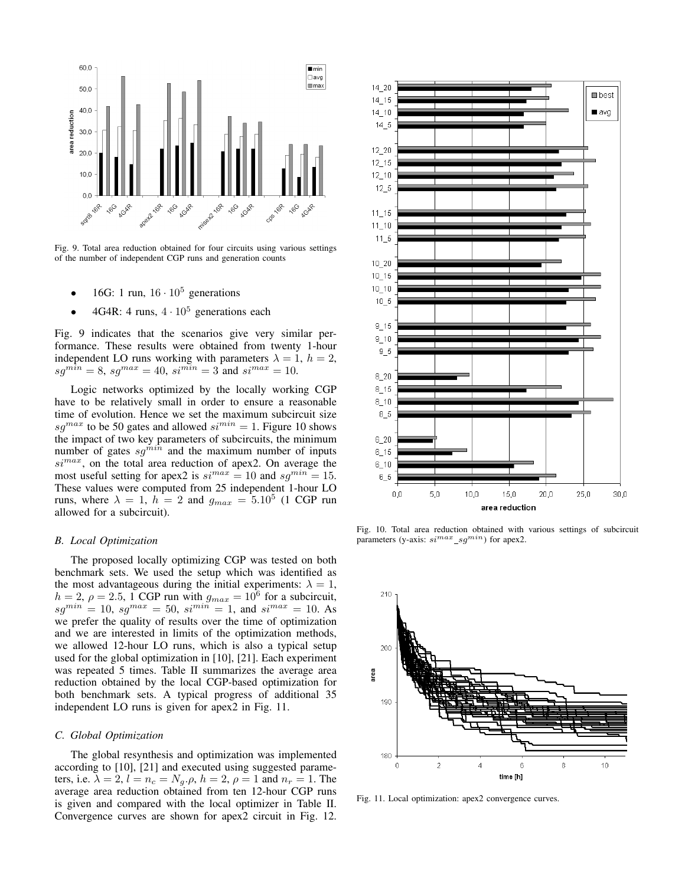Fig. 9. Total area reduction obtained for four circuits using various settings of the number of independent CGP runs and generation counts

- 16G: 1 run, $16 \cdot 10^5$ generations
- 4G4R: 4 runs, $4 \cdot 10^5$ generations each

Fig. 9 indicates that the scenarios give very similar performance. These results were obtained from twenty 1-hour independent LO runs working with parameters $\lambda = 1$, $h = 2$, $sg^{min} = 8$, $sg^{max} = 40$, $si^{min} = 3$ and $si^{max} = 10$.

Logic networks optimized by the locally working CGP have to be relatively small in order to ensure a reasonable time of evolution. Hence we set the maximum subcircuit size $sg^{max}$ to be 50 gates and allowed $si^{min} = 1$. Figure 10 shows the impact of two key parameters of subcircuits, the minimum number of gates $sg^{min}$ and the maximum number of inputs $si^{max}$, on the total area reduction of apex2. On average the most useful setting for apex2 is $si^{max} = 10$ and $sg^{min} = 15$. These values were computed from 25 independent 1-hour LO runs, where $\lambda = 1$, $h = 2$ and $g_{max} = 5.10^5$ (1 CGP run allowed for a subcircuit).

### B. Local Optimization

The proposed locally optimizing CGP was tested on both benchmark sets. We used the setup which was identified as the most advantageous during the initial experiments: $\lambda = 1$, $h = 2$, $\rho = 2.5$, 1 CGP run with $g_{max} = 10^6$ for a subcircuit, $sg^{min} = 10$, $sg^{max} = 50$, $si^{min} = 1$, and $si^{max} = 10$. As we prefer the quality of results over the time of optimization and we are interested in limits of the optimization methods, we allowed 12-hour LO runs, which is also a typical setup used for the global optimization in [10], [21]. Each experiment was repeated 5 times. Table II summarizes the average area reduction obtained by the local CGP-based optimization for both benchmark sets. A typical progress of additional 35 independent LO runs is given for apex2 in Fig. 11.

### C. Global Optimization

The global resynthesis and optimization was implemented according to [10], [21] and executed using suggested parameters, i.e. $\lambda = 2$, $l = n_c = N_g.\rho$, $h = 2$, $\rho = 1$ and $n_r = 1$. The average area reduction obtained from ten 12-hour CGP runs is given and compared with the local optimizer in Table II. Convergence curves are shown for apex2 circuit in Fig. 12.

Fig. 10. Total area reduction obtained with various settings of subcircuit parameters (y-axis: $si^{max}\_sg^{min}$) for apex2.

Fig. 11. Local optimization: apex2 convergence curves.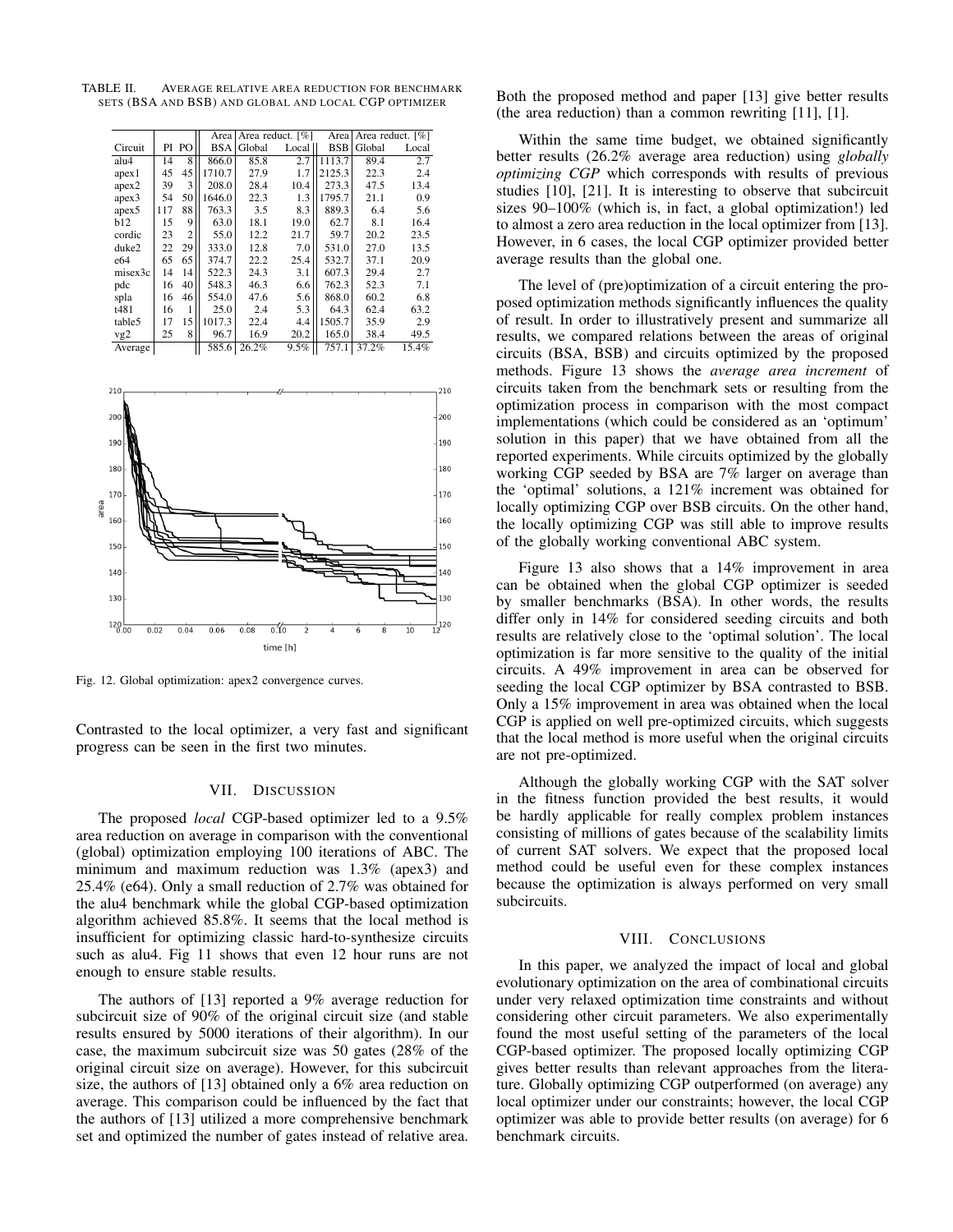TABLE II. AVERAGE RELATIVE AREA REDUCTION FOR BENCHMARK SETS (BSA AND BSB) AND GLOBAL AND LOCAL CGP OPTIMIZER

| Circuit | PI | PO | Area BSA | Area reduct. [%] Global | Local | Area BSB | Area reduct. [%] Global | Local |
|---|---|---|---|---|---|---|---|---|
| alu4 | 14 | 8 | 866.0 | 85.8 | 2.7 | 1113.7 | 89.4 | 2.7 |
| apex1 | 45 | 45 | 1710.7 | 27.9 | 1.7 | 2125.3 | 22.3 | 2.4 |
| apex2 | 39 | 3 | 208.0 | 28.4 | 10.4 | 273.3 | 47.5 | 13.4 |
| apex3 | 54 | 50 | 1646.0 | 22.3 | 1.3 | 1795.7 | 21.1 | 0.9 |
| apex5 | 117 | 88 | 763.3 | 3.5 | 8.3 | 889.3 | 6.4 | 5.6 |
| b12 | 15 | 9 | 63.0 | 18.1 | 19.0 | 62.7 | 8.1 | 16.4 |
| cordic | 23 | 2 | 55.0 | 12.2 | 21.7 | 59.7 | 20.2 | 23.5 |
| duke2 | 22 | 29 | 333.0 | 12.8 | 7.0 | 531.0 | 27.0 | 13.5 |
| e64 | 65 | 65 | 374.7 | 22.2 | 25.4 | 532.7 | 37.1 | 20.9 |
| misex3c | 14 | 14 | 522.3 | 24.3 | 3.1 | 607.3 | 29.4 | 2.7 |
| pdc | 16 | 40 | 548.3 | 46.3 | 6.6 | 762.3 | 52.3 | 7.1 |
| spla | 16 | 46 | 554.0 | 47.6 | 5.6 | 868.0 | 60.2 | 6.8 |
| t481 | 16 | 1 | 25.0 | 2.4 | 5.3 | 64.3 | 62.4 | 63.2 |
| table5 | 17 | 15 | 1017.3 | 22.4 | 4.4 | 1505.7 | 35.9 | 2.9 |
| vg2 | 25 | 8 | 96.7 | 16.9 | 20.2 | 165.0 | 38.4 | 49.5 |
| Average | | | 585.6 | 26.2% | 9.5% | 757.1 | 37.2% | 15.4% |

Fig. 12. Global optimization: apex2 convergence curves.

Contrasted to the local optimizer, a very fast and significant progress can be seen in the first two minutes.

## VII. DISCUSSION

The proposed *local* CGP-based optimizer led to a 9.5% area reduction on average in comparison with the conventional (global) optimization employing 100 iterations of ABC. The minimum and maximum reduction was 1.3% (apex3) and 25.4% (e64). Only a small reduction of 2.7% was obtained for the alu4 benchmark while the global CGP-based optimization algorithm achieved 85.8%. It seems that the local method is insufficient for optimizing classic hard-to-synthesize circuits such as alu4. Fig 11 shows that even 12 hour runs are not enough to ensure stable results.

The authors of [13] reported a 9% average reduction for subcircuit size of 90% of the original circuit size (and stable results ensured by 5000 iterations of their algorithm). In our case, the maximum subcircuit size was 50 gates (28% of the original circuit size on average). However, for this subcircuit size, the authors of [13] obtained only a 6% area reduction on average. This comparison could be influenced by the fact that the authors of [13] utilized a more comprehensive benchmark set and optimized the number of gates instead of relative area. Both the proposed method and paper [13] give better results (the area reduction) than a common rewriting [11], [1].

Within the same time budget, we obtained significantly better results (26.2% average area reduction) using *globally optimizing CGP* which corresponds with results of previous studies [10], [21]. It is interesting to observe that subcircuit sizes 90–100% (which is, in fact, a global optimization!) led to almost a zero area reduction in the local optimizer from [13]. However, in 6 cases, the local CGP optimizer provided better average results than the global one.

The level of (pre)optimization of a circuit entering the proposed optimization methods significantly influences the quality of result. In order to illustratively present and summarize all results, we compared relations between the areas of original circuits (BSA, BSB) and circuits optimized by the proposed methods. Figure 13 shows the *average area increment* of circuits taken from the benchmark sets or resulting from the optimization process in comparison with the most compact implementations (which could be considered as an 'optimum' solution in this paper) that we have obtained from all the reported experiments. While circuits optimized by the globally working CGP seeded by BSA are 7% larger on average than the 'optimal' solutions, a 121% increment was obtained for locally optimizing CGP over BSB circuits. On the other hand, the locally optimizing CGP was still able to improve results of the globally working conventional ABC system.

Figure 13 also shows that a 14% improvement in area can be obtained when the global CGP optimizer is seeded by smaller benchmarks (BSA). In other words, the results differ only in 14% for considered seeding circuits and both results are relatively close to the 'optimal solution'. The local optimization is far more sensitive to the quality of the initial circuits. A 49% improvement in area can be observed for seeding the local CGP optimizer by BSA contrasted to BSB. Only a 15% improvement in area was obtained when the local CGP is applied on well pre-optimized circuits, which suggests that the local method is more useful when the original circuits are not pre-optimized.

Although the globally working CGP with the SAT solver in the fitness function provided the best results, it would be hardly applicable for really complex problem instances consisting of millions of gates because of the scalability limits of current SAT solvers. We expect that the proposed local method could be useful even for these complex instances because the optimization is always performed on very small subcircuits.

## VIII. CONCLUSIONS

In this paper, we analyzed the impact of local and global evolutionary optimization on the area of combinational circuits under very relaxed optimization time constraints and without considering other circuit parameters. We also experimentally found the most useful setting of the parameters of the local CGP-based optimizer. The proposed locally optimizing CGP gives better results than relevant approaches from the literature. Globally optimizing CGP outperformed (on average) any local optimizer under our constraints; however, the local CGP optimizer was able to provide better results (on average) for 6 benchmark circuits.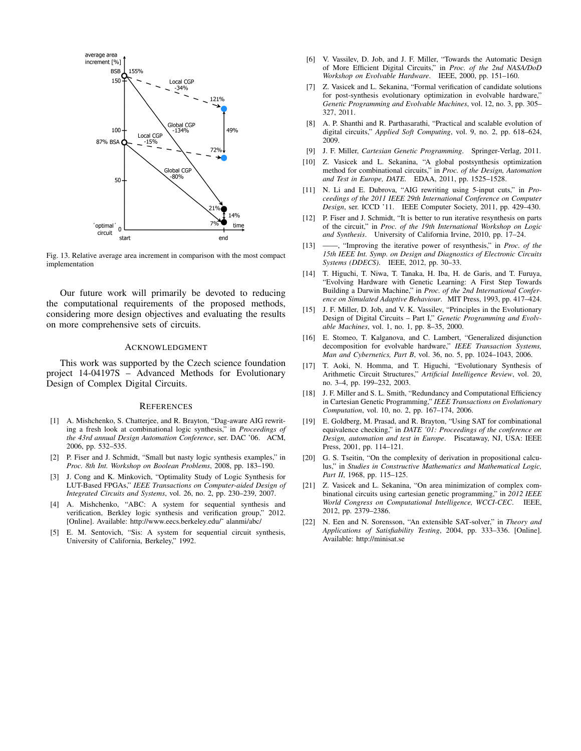average area increment [%]

BSB 155%

150

Local CGP -34%

121%

Global CGP -134%

49%

100

Local CGP -15%

87% BSA

72%

Global CGP -80%

50

21%

14%

7%

´optimal´ circuit 0

start

end

time

Fig. 13. Relative average area increment in comparison with the most compact implementation

Our future work will primarily be devoted to reducing the computational requirements of the proposed methods, considering more design objectives and evaluating the results on more comprehensive sets of circuits.

## Acknowledgment

This work was supported by the Czech science foundation project 14-04197S – Advanced Methods for Evolutionary Design of Complex Digital Circuits.

## References

[1] A. Mishchenko, S. Chatterjee, and R. Brayton, "Dag-aware AIG rewriting a fresh look at combinational logic synthesis," in *Proceedings of the 43rd annual Design Automation Conference*, ser. DAC '06. ACM, 2006, pp. 532–535.

[2] P. Fiser and J. Schmidt, "Small but nasty logic synthesis examples," in *Proc. 8th Int. Workshop on Boolean Problems*, 2008, pp. 183–190.

[3] J. Cong and K. Minkovich, "Optimality Study of Logic Synthesis for LUT-Based FPGAs," *IEEE Transactions on Computer-aided Design of Integrated Circuits and Systems*, vol. 26, no. 2, pp. 230–239, 2007.

[4] A. Mishchenko, "ABC: A system for sequential synthesis and verification, Berkley logic synthesis and verification group," 2012. [Online]. Available: http://www.eecs.berkeley.edu/˜ alanmi/abc/

[5] E. M. Sentovich, "Sis: A system for sequential circuit synthesis, University of California, Berkeley," 1992.

[6] V. Vassilev, D. Job, and J. F. Miller, "Towards the Automatic Design of More Efficient Digital Circuits," in *Proc. of the 2nd NASA/DoD Workshop on Evolvable Hardware*. IEEE, 2000, pp. 151–160.

[7] Z. Vasicek and L. Sekanina, "Formal verification of candidate solutions for post-synthesis evolutionary optimization in evolvable hardware," *Genetic Programming and Evolvable Machines*, vol. 12, no. 3, pp. 305–327, 2011.

[8] A. P. Shanthi and R. Parthasarathi, "Practical and scalable evolution of digital circuits," *Applied Soft Computing*, vol. 9, no. 2, pp. 618–624, 2009.

[9] J. F. Miller, *Cartesian Genetic Programming*. Springer-Verlag, 2011.

[10] Z. Vasicek and L. Sekanina, "A global postsynthesis optimization method for combinational circuits," in *Proc. of the Design, Automation and Test in Europe, DATE*. EDAA, 2011, pp. 1525–1528.

[11] N. Li and E. Dubrova, "AIG rewriting using 5-input cuts," in *Proceedings of the 2011 IEEE 29th International Conference on Computer Design*, ser. ICCD '11. IEEE Computer Society, 2011, pp. 429–430.

[12] P. Fiser and J. Schmidt, "It is better to run iterative resynthesis on parts of the circuit," in *Proc. of the 19th International Workshop on Logic and Synthesis*. University of California Irvine, 2010, pp. 17–24.

[13] ——, "Improving the iterative power of resynthesis," in *Proc. of the 15th IEEE Int. Symp. on Design and Diagnostics of Electronic Circuits Systems (DDECS)*. IEEE, 2012, pp. 30–33.

[14] T. Higuchi, T. Niwa, T. Tanaka, H. Iba, H. de Garis, and T. Furuya, "Evolving Hardware with Genetic Learning: A First Step Towards Building a Darwin Machine," in *Proc. of the 2nd International Conference on Simulated Adaptive Behaviour*. MIT Press, 1993, pp. 417–424.

[15] J. F. Miller, D. Job, and V. K. Vassilev, "Principles in the Evolutionary Design of Digital Circuits – Part I," *Genetic Programming and Evolvable Machines*, vol. 1, no. 1, pp. 8–35, 2000.

[16] E. Stomeo, T. Kalganova, and C. Lambert, "Generalized disjunction decomposition for evolvable hardware," *IEEE Transaction Systems, Man and Cybernetics, Part B*, vol. 36, no. 5, pp. 1024–1043, 2006.

[17] T. Aoki, N. Homma, and T. Higuchi, "Evolutionary Synthesis of Arithmetic Circuit Structures," *Artificial Intelligence Review*, vol. 20, no. 3–4, pp. 199–232, 2003.

[18] J. F. Miller and S. L. Smith, "Redundancy and Computational Efficiency in Cartesian Genetic Programming," *IEEE Transactions on Evolutionary Computation*, vol. 10, no. 2, pp. 167–174, 2006.

[19] E. Goldberg, M. Prasad, and R. Brayton, "Using SAT for combinational equivalence checking," in *DATE '01: Proceedings of the conference on Design, automation and test in Europe*. Piscataway, NJ, USA: IEEE Press, 2001, pp. 114–121.

[20] G. S. Tseitin, "On the complexity of derivation in propositional calculus," in *Studies in Constructive Mathematics and Mathematical Logic, Part II*, 1968, pp. 115–125.

[21] Z. Vasicek and L. Sekanina, "On area minimization of complex combinational circuits using cartesian genetic programming," in *2012 IEEE World Congress on Computational Intelligence, WCCI-CEC*. IEEE, 2012, pp. 2379–2386.

[22] N. Een and N. Sorensson, "An extensible SAT-solver," in *Theory and Applications of Satisfiability Testing*, 2004, pp. 333–336. [Online]. Available: http://minisat.se